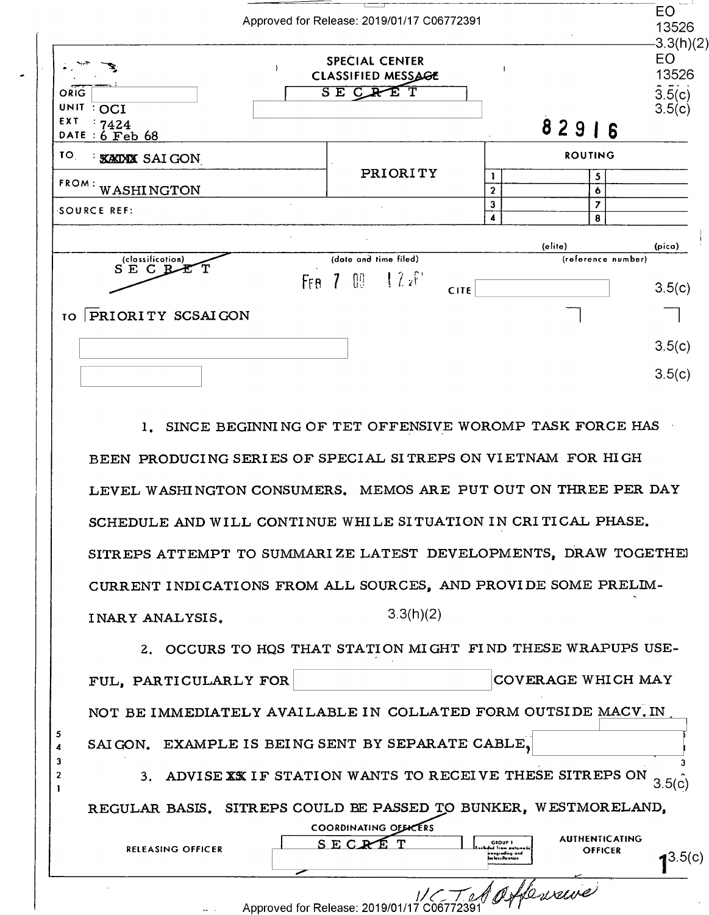EO 13526 3.3(h)(2)
EO 13526 3.5(c)
3.5(c)

SPECIAL CENTER
CLASSIFIED MESSAGE
SECRET

ORIG:
UNIT: OCI
EXT: 7424
DATE: 6 Feb 68

82916

| TO: SAIGON | PRIORITY | ROUTING |
| --- | --- | --- |
| FROM: WASHINGTON | | |
| SOURCE REF: | | |

(classification) SECRET

(date and time filed) FEB 7 09 12Z

CITE 3.5(c)

TO PRIORITY SCSAIGON

3.5(c)

3.5(c)

1. SINCE BEGINNING OF TET OFFENSIVE WOROMP TASK FORCE HAS BEEN PRODUCING SERIES OF SPECIAL SITREPS ON VIETNAM FOR HIGH LEVEL WASHINGTON CONSUMERS. MEMOS ARE PUT OUT ON THREE PER DAY SCHEDULE AND WILL CONTINUE WHILE SITUATION IN CRITICAL PHASE. SITREPS ATTEMPT TO SUMMARIZE LATEST DEVELOPMENTS, DRAW TOGETHER CURRENT INDICATIONS FROM ALL SOURCES, AND PROVIDE SOME PRELIMINARY ANALYSIS. 3.3(h)(2)

2. OCCURS TO HQS THAT STATION MIGHT FIND THESE WRAPUPS USEFUL, PARTICULARLY FOR [redacted] COVERAGE WHICH MAY NOT BE IMMEDIATELY AVAILABLE IN COLLATED FORM OUTSIDE MACV. IN SAIGON. EXAMPLE IS BEING SENT BY SEPARATE CABLE, [redacted]

3. ADVISE IF STATION WANTS TO RECEIVE THESE SITREPS ON REGULAR BASIS. SITREPS COULD BE PASSED TO BUNKER, WESTMORELAND,

3.5(c)

RELEASING OFFICER | COORDINATING OFFICERS | AUTHENTICATING OFFICER

SECRET

GROUP 1 Excluded from automatic downgrading and declassification

3.5(c)

VC Tet Offensive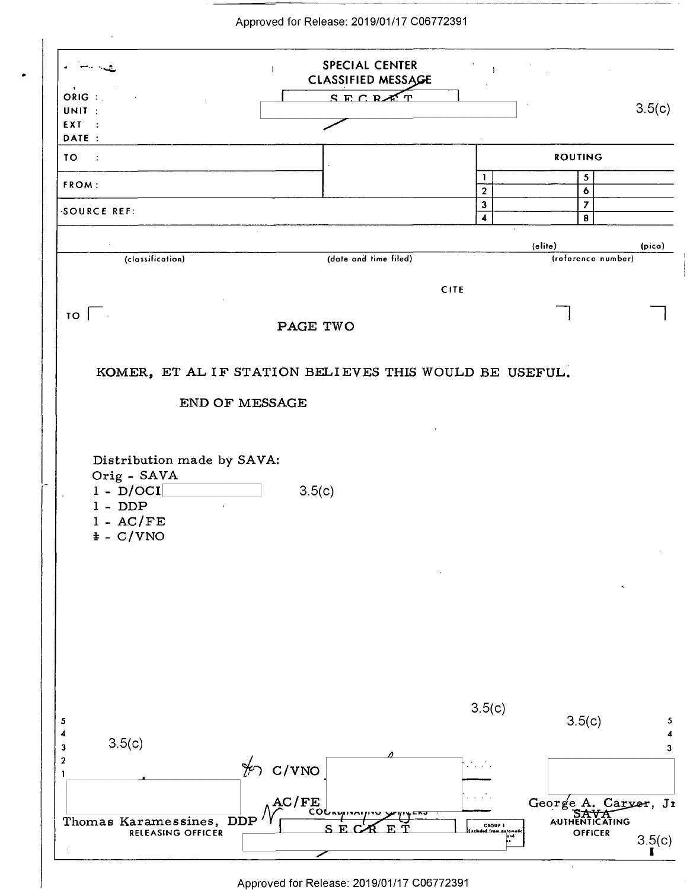SPECIAL CENTER
CLASSIFIED MESSAGE

SECRET

ORIG :
UNIT :
EXT :
DATE :

3.5(c)

| TO : | | ROUTING | | | |
|---|---|---|---|---|---|
| FROM : | | 1 | | 5 | |
| | | 2 | | 6 | |
| SOURCE REF: | | 3 | | 7 | |
| | | 4 | | 8 | |

(classification) (date and time filed) (elite) (pico) (reference number)

CITE

TO

PAGE TWO

KOMER, ET AL IF STATION BELIEVES THIS WOULD BE USEFUL.

END OF MESSAGE

Distribution made by SAVA:
Orig - SAVA
1 - D/OCI 3.5(c)
1 - DDP
1 - AC/FE
1 - C/VNO

3.5(c) 3.5(c) 3.5(c)

C/VNO

AC/FE
COORDINATING OFFICERS

Thomas Karamessines, DDP
RELEASING OFFICER

SECRET

GROUP 1
Excluded from automatic downgrading and declassification

George A. Carver, Jr
SAVA
AUTHENTICATING OFFICER

3.5(c)